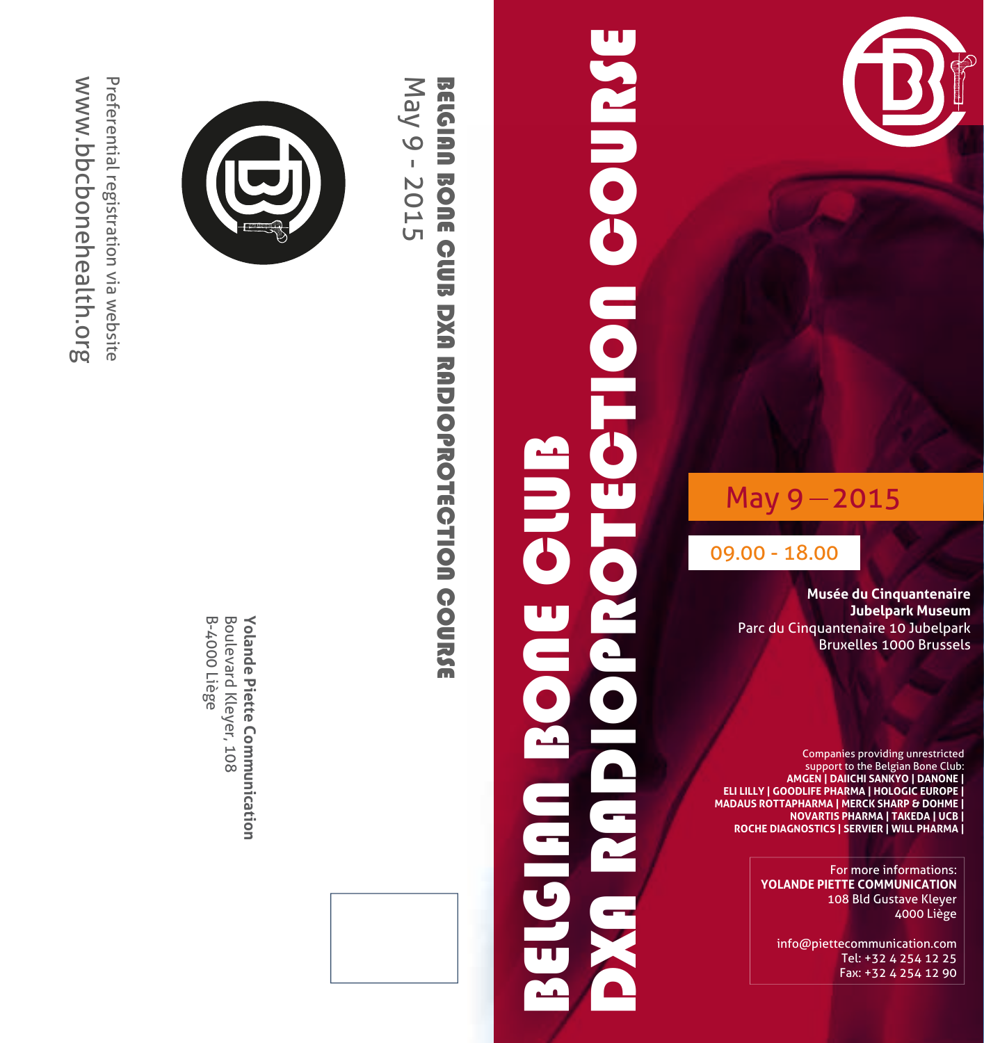# BELGIAN BONE CLUB DXA RADIOPROTECTION COURSE

**May 9 — 2015**

09.00 - 18.00

**Musée du Cinquantenaire**
**Jubelpark Museum**
Parc du Cinquantenaire 10 Jubelpark
Bruxelles 1000 Brussels

Companies providing unrestricted support to the Belgian Bone Club:
**AMGEN | DAIICHI SANKYO | DANONE | ELI LILLY | GOODLIFE PHARMA | HOLOGIC EUROPE | MADAUS ROTTAPHARMA | MERCK SHARP & DOHME | NOVARTIS PHARMA | TAKEDA | UCB | ROCHE DIAGNOSTICS | SERVIER | WILL PHARMA |**

For more informations:
**YOLANDE PIETTE COMMUNICATION**
108 Bld Gustave Kleyer
4000 Liège

info@piettecommunication.com
Tel: +32 4 254 12 25
Fax: +32 4 254 12 90

---

**BELGIAN BONE CLUB DXA RADIOPROTECTION COURSE**

May 9 - 2015

Preferential registration via website

www.bbcbonehealth.org

**Yolande Piette Communication**
Boulevard Kleyer, 108
B-4000 Liège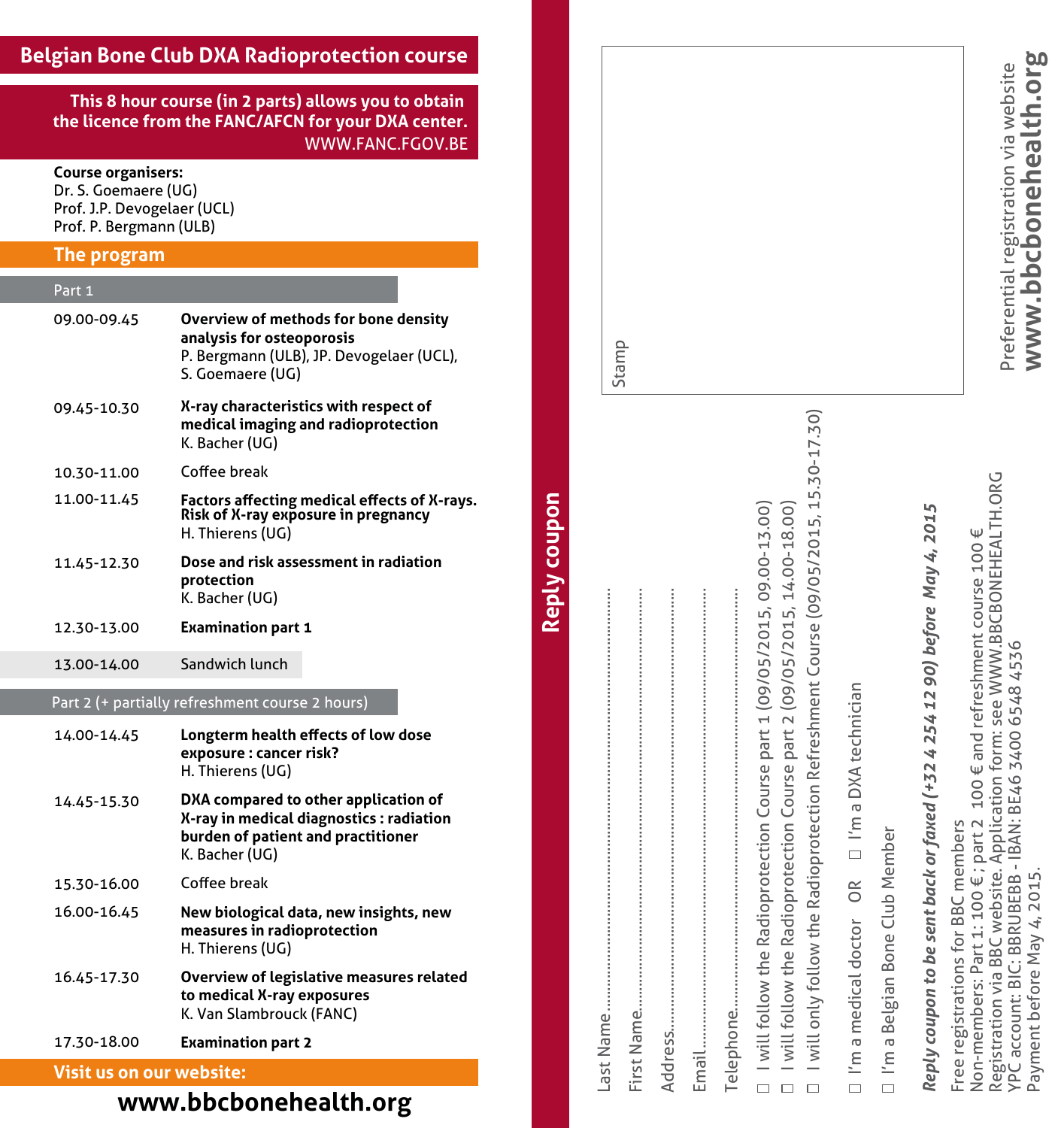# Belgian Bone Club DXA Radioprotection course

**This 8 hour course (in 2 parts) allows you to obtain the licence from the FANC/AFCN for your DXA center.**
WWW.FANC.FGOV.BE

**Course organisers:**
Dr. S. Goemaere (UG)
Prof. J.P. Devogelaer (UCL)
Prof. P. Bergmann (ULB)

## The program

### Part 1

| | |
|---|---|
| 09.00-09.45 | **Overview of methods for bone density analysis for osteoporosis** P. Bergmann (ULB), JP. Devogelaer (UCL), S. Goemaere (UG) |
| 09.45-10.30 | **X-ray characteristics with respect of medical imaging and radioprotection** K. Bacher (UG) |
| 10.30-11.00 | Coffee break |
| 11.00-11.45 | **Factors affecting medical effects of X-rays. Risk of X-ray exposure in pregnancy** H. Thierens (UG) |
| 11.45-12.30 | **Dose and risk assessment in radiation protection** K. Bacher (UG) |
| 12.30-13.00 | **Examination part 1** |
| 13.00-14.00 | Sandwich lunch |

### Part 2 (+ partially refreshment course 2 hours)

| | |
|---|---|
| 14.00-14.45 | **Longterm health effects of low dose exposure : cancer risk?** H. Thierens (UG) |
| 14.45-15.30 | **DXA compared to other application of X-ray in medical diagnostics : radiation burden of patient and practitioner** K. Bacher (UG) |
| 15.30-16.00 | Coffee break |
| 16.00-16.45 | **New biological data, new insights, new measures in radioprotection** H. Thierens (UG) |
| 16.45-17.30 | **Overview of legislative measures related to medical X-ray exposures** K. Van Slambrouck (FANC) |
| 17.30-18.00 | **Examination part 2** |

**Visit us on our website:**
**www.bbcbonehealth.org**

## Reply coupon

Last Name..........................................
First Name..........................................
Address..........................................
Email..........................................
Telephone..........................................

☐ I will follow the Radioprotection Course part 1 (09/05/2015, 09.00-13.00)
☐ I will follow the Radioprotection Course part 2 (09/05/2015, 14.00-18.00)
☐ I will only follow the Radioprotection Refreshment Course (09/05/2015, 15.30-17.30)

☐ I'm a medical doctor OR ☐ I'm a DXA technician

☐ I'm a Belgian Bone Club Member

***Reply coupon to be sent back or faxed (+32 4 254 12 90) before May 4, 2015***

Free registrations for BBC members
Non-members: Part 1: 100 € ; part 2 100 € and refreshment course 100 €
Registration via BBC website. Application form: see WWW.BBCBONEHEALTH.ORG
YPC account: BIC: BBRUBEBB - IBAN: BE46 3400 6548 4536
Payment before May 4, 2015.

Stamp

Preferential registration via website
**www.bbcbonehealth.org**